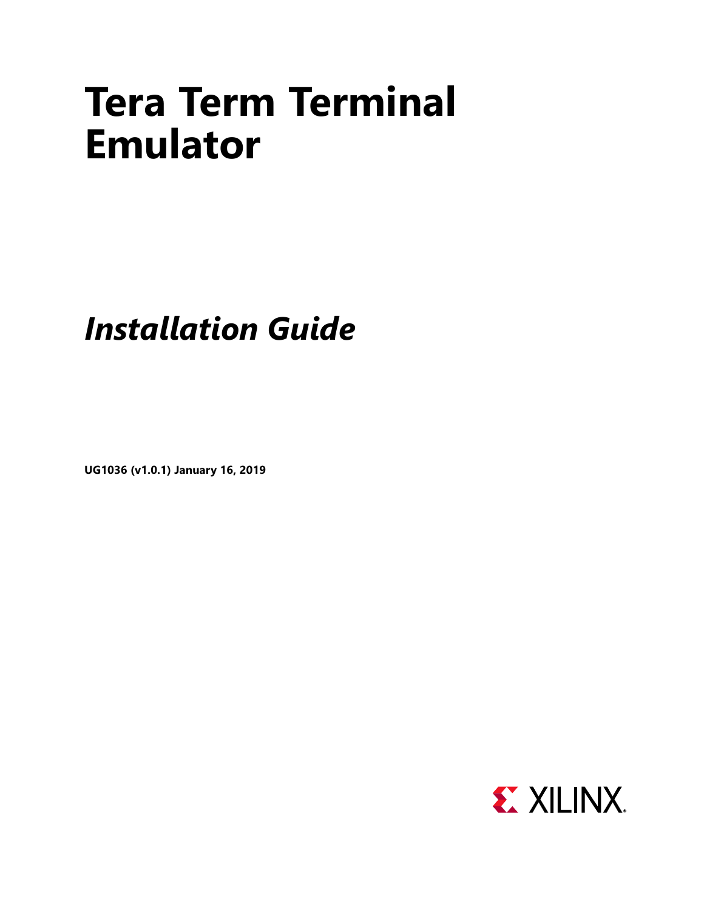# Tera Term Terminal Emulator

## *Installation Guide*

**UG1036 (v1.0.1) January 16, 2019**

XILINX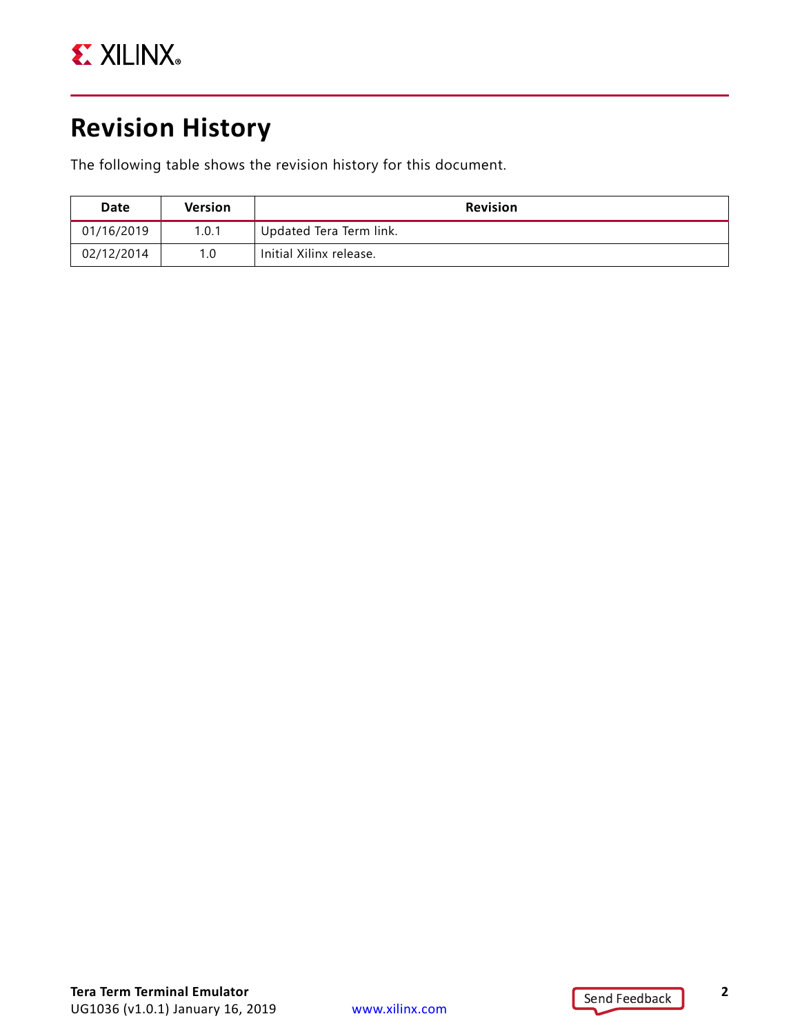# Revision History

The following table shows the revision history for this document.

| Date | Version | Revision |
|---|---|---|
| 01/16/2019 | 1.0.1 | Updated Tera Term link. |
| 02/12/2014 | 1.0 | Initial Xilinx release. |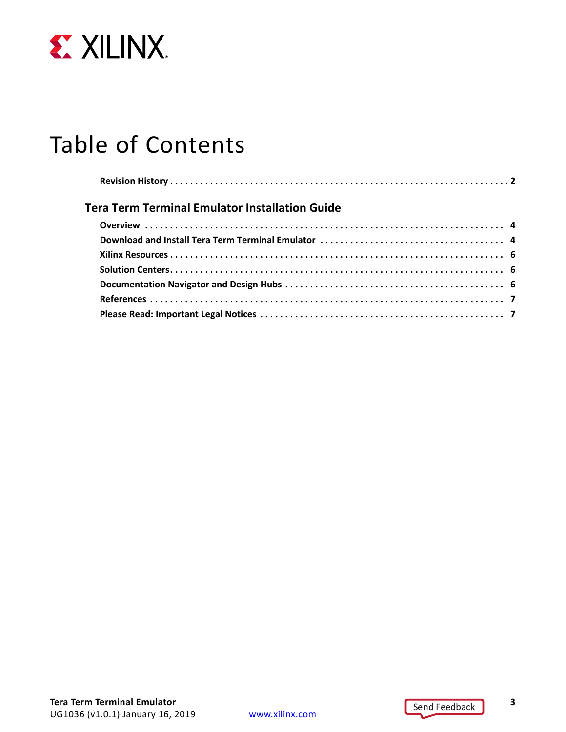# Table of Contents

**Revision History** . . . . . . . . . . . . . . . . . . . . . . . . . . . . . . . . . . . . . . . . . . . . . . . . . . . . . . . . . . . . . . 2

## Tera Term Terminal Emulator Installation Guide

**Overview** . . . . . . . . . . . . . . . . . . . . . . . . . . . . . . . . . . . . . . . . . . . . . . . . . . . . . . . . . . . . . . . . . . 4

**Download and Install Tera Term Terminal Emulator** . . . . . . . . . . . . . . . . . . . . . . . . . . . . . . . . . . . . 4

**Xilinx Resources** . . . . . . . . . . . . . . . . . . . . . . . . . . . . . . . . . . . . . . . . . . . . . . . . . . . . . . . . . . . . . 6

**Solution Centers** . . . . . . . . . . . . . . . . . . . . . . . . . . . . . . . . . . . . . . . . . . . . . . . . . . . . . . . . . . . . . 6

**Documentation Navigator and Design Hubs** . . . . . . . . . . . . . . . . . . . . . . . . . . . . . . . . . . . . . . . . . 6

**References** . . . . . . . . . . . . . . . . . . . . . . . . . . . . . . . . . . . . . . . . . . . . . . . . . . . . . . . . . . . . . . . . 7

**Please Read: Important Legal Notices** . . . . . . . . . . . . . . . . . . . . . . . . . . . . . . . . . . . . . . . . . . . . . 7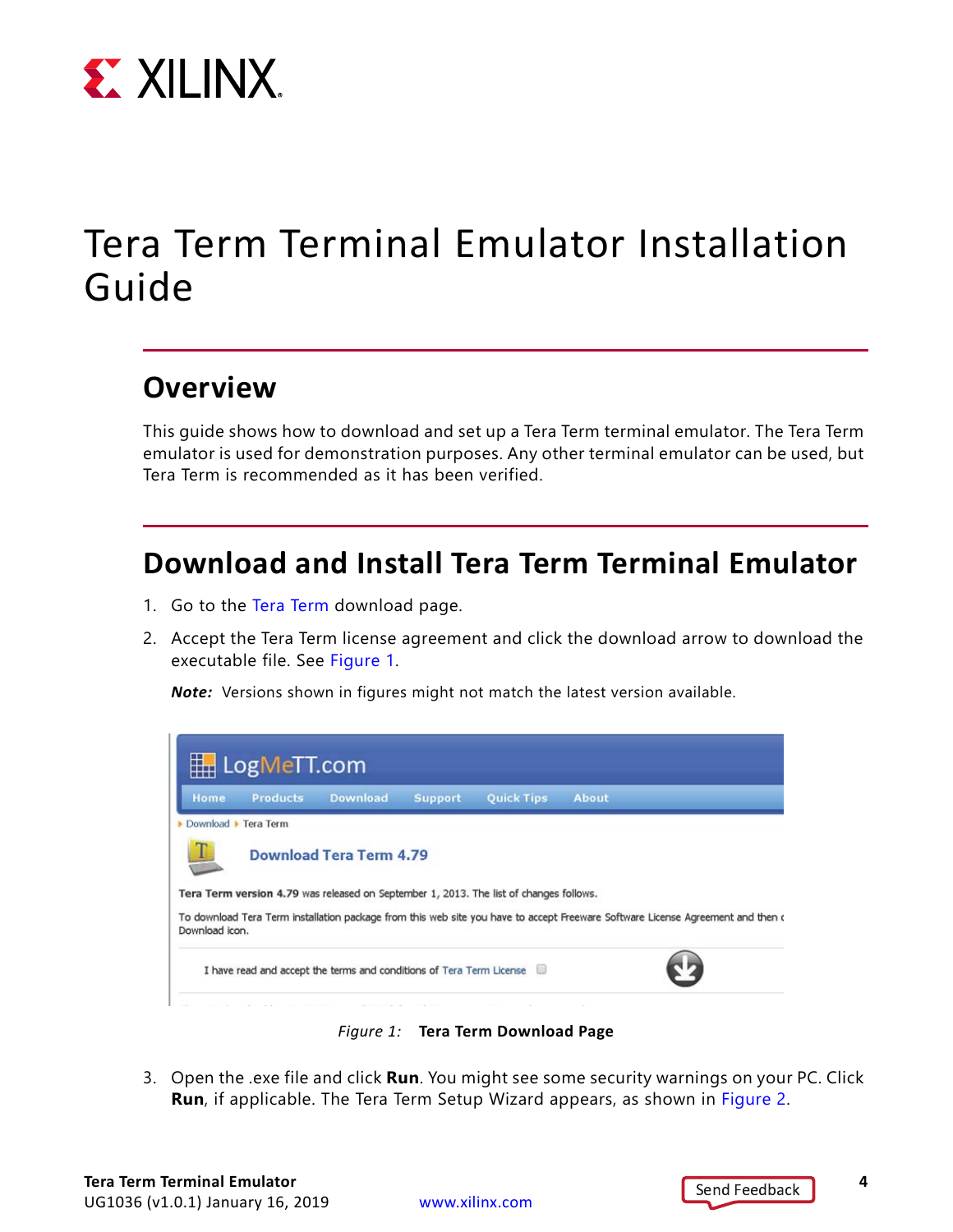# Tera Term Terminal Emulator Installation Guide

## Overview

This guide shows how to download and set up a Tera Term terminal emulator. The Tera Term emulator is used for demonstration purposes. Any other terminal emulator can be used, but Tera Term is recommended as it has been verified.

## Download and Install Tera Term Terminal Emulator

1. Go to the Tera Term download page.
2. Accept the Tera Term license agreement and click the download arrow to download the executable file. See Figure 1.

   ***Note:*** Versions shown in figures might not match the latest version available.

*Figure 1:* **Tera Term Download Page**

3. Open the .exe file and click **Run**. You might see some security warnings on your PC. Click **Run**, if applicable. The Tera Term Setup Wizard appears, as shown in Figure 2.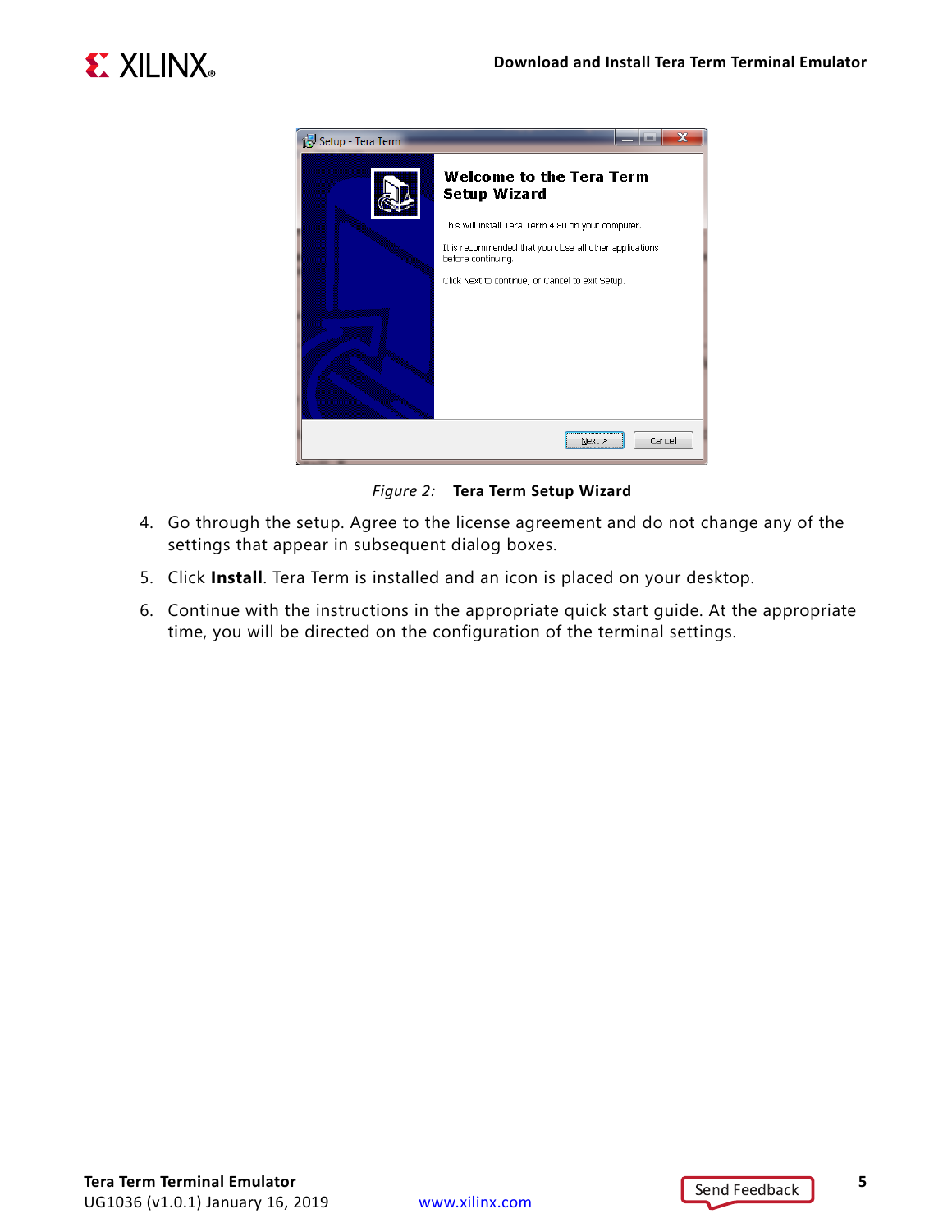*Figure 2:* **Tera Term Setup Wizard**

4. Go through the setup. Agree to the license agreement and do not change any of the settings that appear in subsequent dialog boxes.
5. Click **Install**. Tera Term is installed and an icon is placed on your desktop.
6. Continue with the instructions in the appropriate quick start guide. At the appropriate time, you will be directed on the configuration of the terminal settings.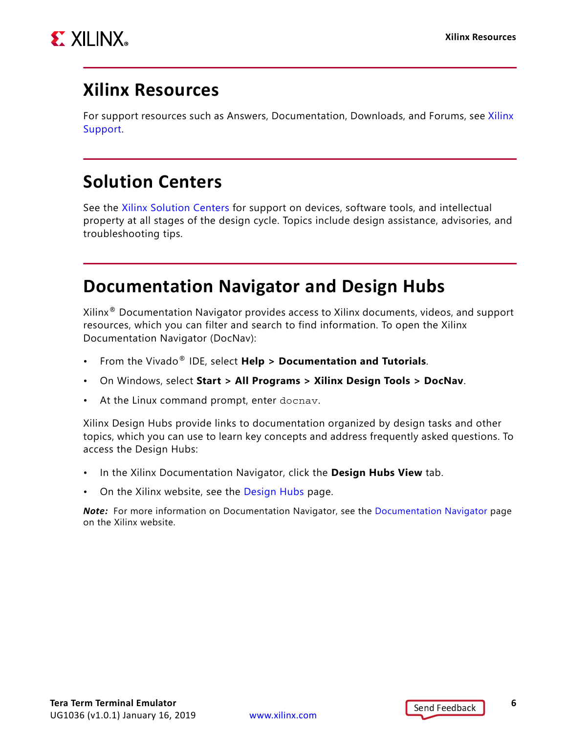## Xilinx Resources

For support resources such as Answers, Documentation, Downloads, and Forums, see Xilinx Support.

## Solution Centers

See the Xilinx Solution Centers for support on devices, software tools, and intellectual property at all stages of the design cycle. Topics include design assistance, advisories, and troubleshooting tips.

## Documentation Navigator and Design Hubs

Xilinx® Documentation Navigator provides access to Xilinx documents, videos, and support resources, which you can filter and search to find information. To open the Xilinx Documentation Navigator (DocNav):

- From the Vivado® IDE, select **Help > Documentation and Tutorials**.
- On Windows, select **Start > All Programs > Xilinx Design Tools > DocNav**.
- At the Linux command prompt, enter `docnav`.

Xilinx Design Hubs provide links to documentation organized by design tasks and other topics, which you can use to learn key concepts and address frequently asked questions. To access the Design Hubs:

- In the Xilinx Documentation Navigator, click the **Design Hubs View** tab.
- On the Xilinx website, see the Design Hubs page.

***Note:*** For more information on Documentation Navigator, see the Documentation Navigator page on the Xilinx website.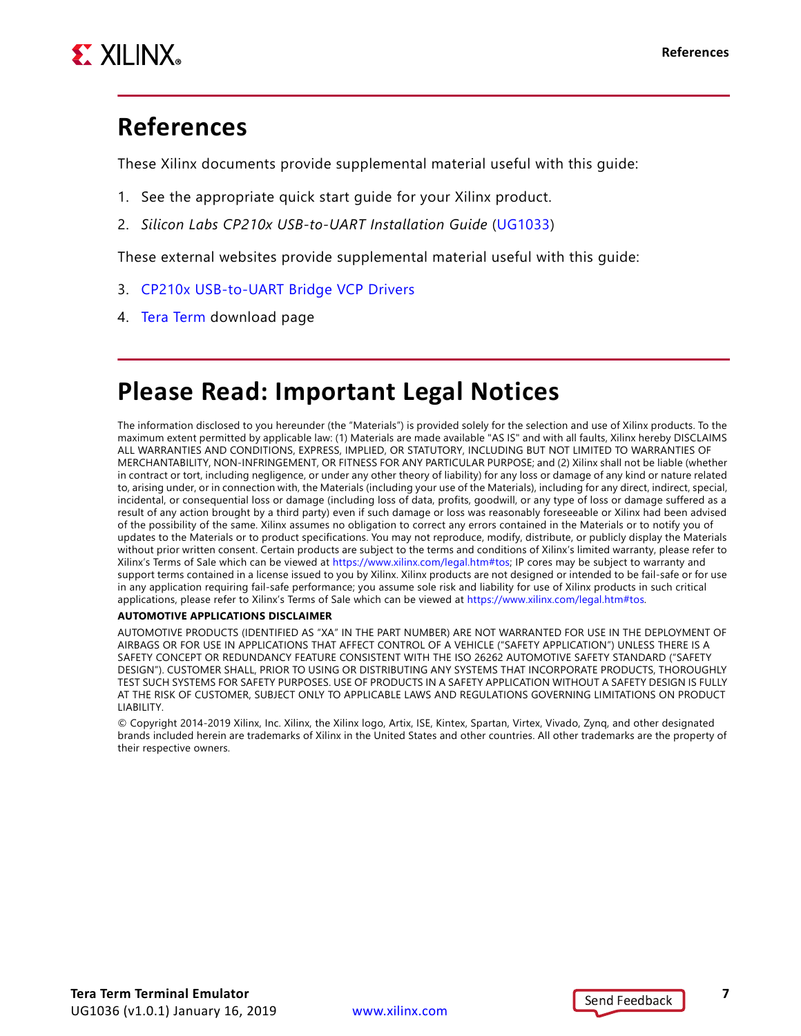# References

These Xilinx documents provide supplemental material useful with this guide:

1. See the appropriate quick start guide for your Xilinx product.
2. *Silicon Labs CP210x USB-to-UART Installation Guide* (UG1033)

These external websites provide supplemental material useful with this guide:

3. CP210x USB-to-UART Bridge VCP Drivers
4. Tera Term download page

# Please Read: Important Legal Notices

The information disclosed to you hereunder (the "Materials") is provided solely for the selection and use of Xilinx products. To the maximum extent permitted by applicable law: (1) Materials are made available "AS IS" and with all faults, Xilinx hereby DISCLAIMS ALL WARRANTIES AND CONDITIONS, EXPRESS, IMPLIED, OR STATUTORY, INCLUDING BUT NOT LIMITED TO WARRANTIES OF MERCHANTABILITY, NON-INFRINGEMENT, OR FITNESS FOR ANY PARTICULAR PURPOSE; and (2) Xilinx shall not be liable (whether in contract or tort, including negligence, or under any other theory of liability) for any loss or damage of any kind or nature related to, arising under, or in connection with, the Materials (including your use of the Materials), including for any direct, indirect, special, incidental, or consequential loss or damage (including loss of data, profits, goodwill, or any type of loss or damage suffered as a result of any action brought by a third party) even if such damage or loss was reasonably foreseeable or Xilinx had been advised of the possibility of the same. Xilinx assumes no obligation to correct any errors contained in the Materials or to notify you of updates to the Materials or to product specifications. You may not reproduce, modify, distribute, or publicly display the Materials without prior written consent. Certain products are subject to the terms and conditions of Xilinx's limited warranty, please refer to Xilinx's Terms of Sale which can be viewed at https://www.xilinx.com/legal.htm#tos; IP cores may be subject to warranty and support terms contained in a license issued to you by Xilinx. Xilinx products are not designed or intended to be fail-safe or for use in any application requiring fail-safe performance; you assume sole risk and liability for use of Xilinx products in such critical applications, please refer to Xilinx's Terms of Sale which can be viewed at https://www.xilinx.com/legal.htm#tos.

**AUTOMOTIVE APPLICATIONS DISCLAIMER**

AUTOMOTIVE PRODUCTS (IDENTIFIED AS "XA" IN THE PART NUMBER) ARE NOT WARRANTED FOR USE IN THE DEPLOYMENT OF AIRBAGS OR FOR USE IN APPLICATIONS THAT AFFECT CONTROL OF A VEHICLE ("SAFETY APPLICATION") UNLESS THERE IS A SAFETY CONCEPT OR REDUNDANCY FEATURE CONSISTENT WITH THE ISO 26262 AUTOMOTIVE SAFETY STANDARD ("SAFETY DESIGN"). CUSTOMER SHALL, PRIOR TO USING OR DISTRIBUTING ANY SYSTEMS THAT INCORPORATE PRODUCTS, THOROUGHLY TEST SUCH SYSTEMS FOR SAFETY PURPOSES. USE OF PRODUCTS IN A SAFETY APPLICATION WITHOUT A SAFETY DESIGN IS FULLY AT THE RISK OF CUSTOMER, SUBJECT ONLY TO APPLICABLE LAWS AND REGULATIONS GOVERNING LIMITATIONS ON PRODUCT LIABILITY.

© Copyright 2014-2019 Xilinx, Inc. Xilinx, the Xilinx logo, Artix, ISE, Kintex, Spartan, Virtex, Vivado, Zynq, and other designated brands included herein are trademarks of Xilinx in the United States and other countries. All other trademarks are the property of their respective owners.